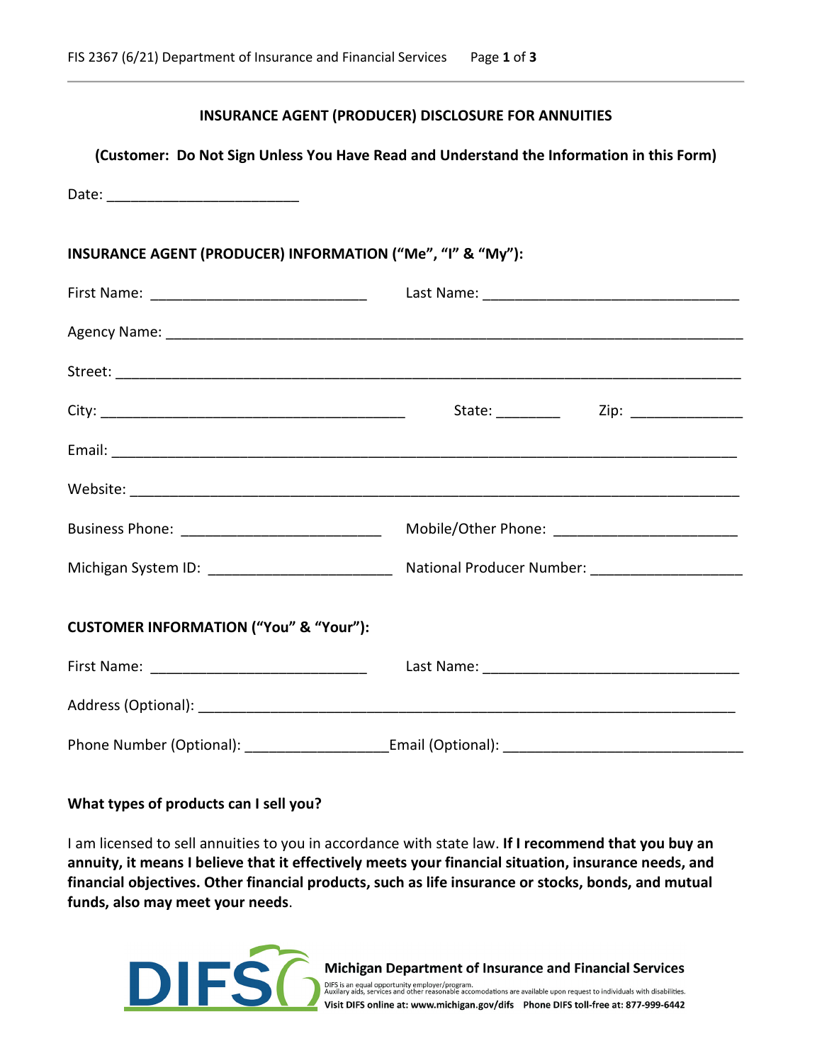# INSURANCE AGENT (PRODUCER) DISCLOSURE FOR ANNUITIES

**(Customer: Do Not Sign Unless You Have Read and Understand the Information in this Form)**

Date: ________________________

## INSURANCE AGENT (PRODUCER) INFORMATION ("Me", "I" & "My"):

First Name: ___________________________ Last Name: ________________________________

Agency Name: ___________________________________________________________________

Street: ________________________________________________________________________

City: _______________________________________ State: ________ Zip: ______________

Email: _________________________________________________________________________

Website: _______________________________________________________________________

Business Phone: _________________________ Mobile/Other Phone: ______________________

Michigan System ID: _______________________ National Producer Number: __________________

## CUSTOMER INFORMATION ("You" & "Your"):

First Name: ___________________________ Last Name: ________________________________

Address (Optional): ________________________________________________________________

Phone Number (Optional): _________________ Email (Optional): _____________________________

### What types of products can I sell you?

I am licensed to sell annuities to you in accordance with state law. **If I recommend that you buy an annuity, it means I believe that it effectively meets your financial situation, insurance needs, and financial objectives. Other financial products, such as life insurance or stocks, bonds, and mutual funds, also may meet your needs**.

**Michigan Department of Insurance and Financial Services**

DIFS is an equal opportunity employer/program.
Auxiliary aids, services and other reasonable accomodations are available upon request to individuals with disabilities.

**Visit DIFS online at: www.michigan.gov/difs Phone DIFS toll-free at: 877-999-6442**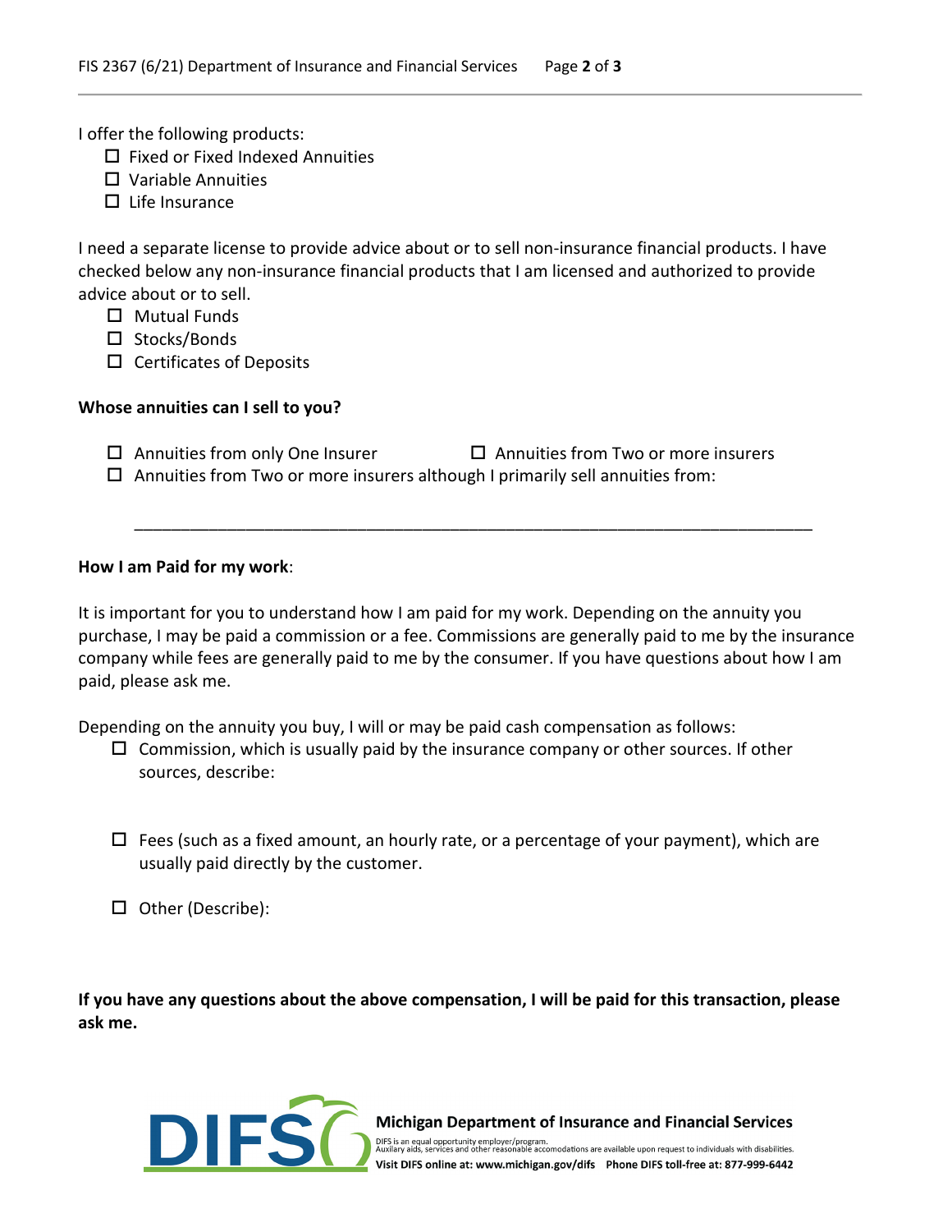I offer the following products:

- ☐ Fixed or Fixed Indexed Annuities
- ☐ Variable Annuities
- ☐ Life Insurance

I need a separate license to provide advice about or to sell non-insurance financial products. I have checked below any non-insurance financial products that I am licensed and authorized to provide advice about or to sell.

- ☐ Mutual Funds
- ☐ Stocks/Bonds
- ☐ Certificates of Deposits

**Whose annuities can I sell to you?**

- ☐ Annuities from only One Insurer
- ☐ Annuities from Two or more insurers
- ☐ Annuities from Two or more insurers although I primarily sell annuities from:

\_\_\_\_\_\_\_\_\_\_\_\_\_\_\_\_\_\_\_\_\_\_\_\_\_\_\_\_\_\_\_\_\_\_\_\_\_\_\_\_\_\_\_\_\_\_\_\_\_\_\_\_\_\_\_\_\_\_\_\_\_\_\_\_\_\_\_\_\_\_\_\_

**How I am Paid for my work**:

It is important for you to understand how I am paid for my work. Depending on the annuity you purchase, I may be paid a commission or a fee. Commissions are generally paid to me by the insurance company while fees are generally paid to me by the consumer. If you have questions about how I am paid, please ask me.

Depending on the annuity you buy, I will or may be paid cash compensation as follows:

- ☐ Commission, which is usually paid by the insurance company or other sources. If other sources, describe:

- ☐ Fees (such as a fixed amount, an hourly rate, or a percentage of your payment), which are usually paid directly by the customer.

- ☐ Other (Describe):

**If you have any questions about the above compensation, I will be paid for this transaction, please ask me.**

**Michigan Department of Insurance and Financial Services**

DIFS is an equal opportunity employer/program.
Auxiliary aids, services and other reasonable accomodations are available upon request to individuals with disabilities.
**Visit DIFS online at: www.michigan.gov/difs   Phone DIFS toll-free at: 877-999-6442**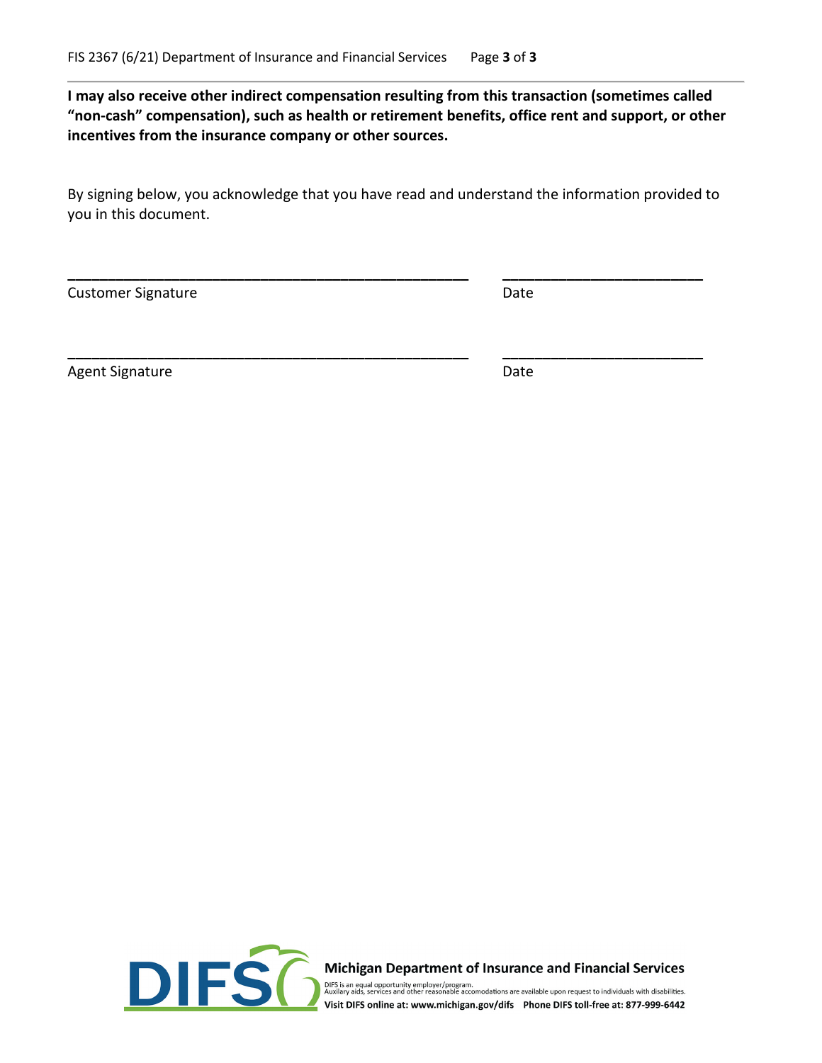**I may also receive other indirect compensation resulting from this transaction (sometimes called “non-cash” compensation), such as health or retirement benefits, office rent and support, or other incentives from the insurance company or other sources.**

By signing below, you acknowledge that you have read and understand the information provided to you in this document.

\_\_\_\_\_\_\_\_\_\_\_\_\_\_\_\_\_\_\_\_\_\_\_\_\_\_\_\_\_\_\_\_\_\_\_\_\_\_\_\_\_\_\_\_ \_\_\_\_\_\_\_\_\_\_\_\_\_\_\_\_\_\_\_\_\_\_\_\_

Customer Signature Date

\_\_\_\_\_\_\_\_\_\_\_\_\_\_\_\_\_\_\_\_\_\_\_\_\_\_\_\_\_\_\_\_\_\_\_\_\_\_\_\_\_\_\_\_ \_\_\_\_\_\_\_\_\_\_\_\_\_\_\_\_\_\_\_\_\_\_\_\_

Agent Signature Date

DIFS

**Michigan Department of Insurance and Financial Services**

DIFS is an equal opportunity employer/program.
Auxilary aids, services and other reasonable accomodations are available upon request to individuals with disabilities.

**Visit DIFS online at: www.michigan.gov/difs Phone DIFS toll-free at: 877-999-6442**